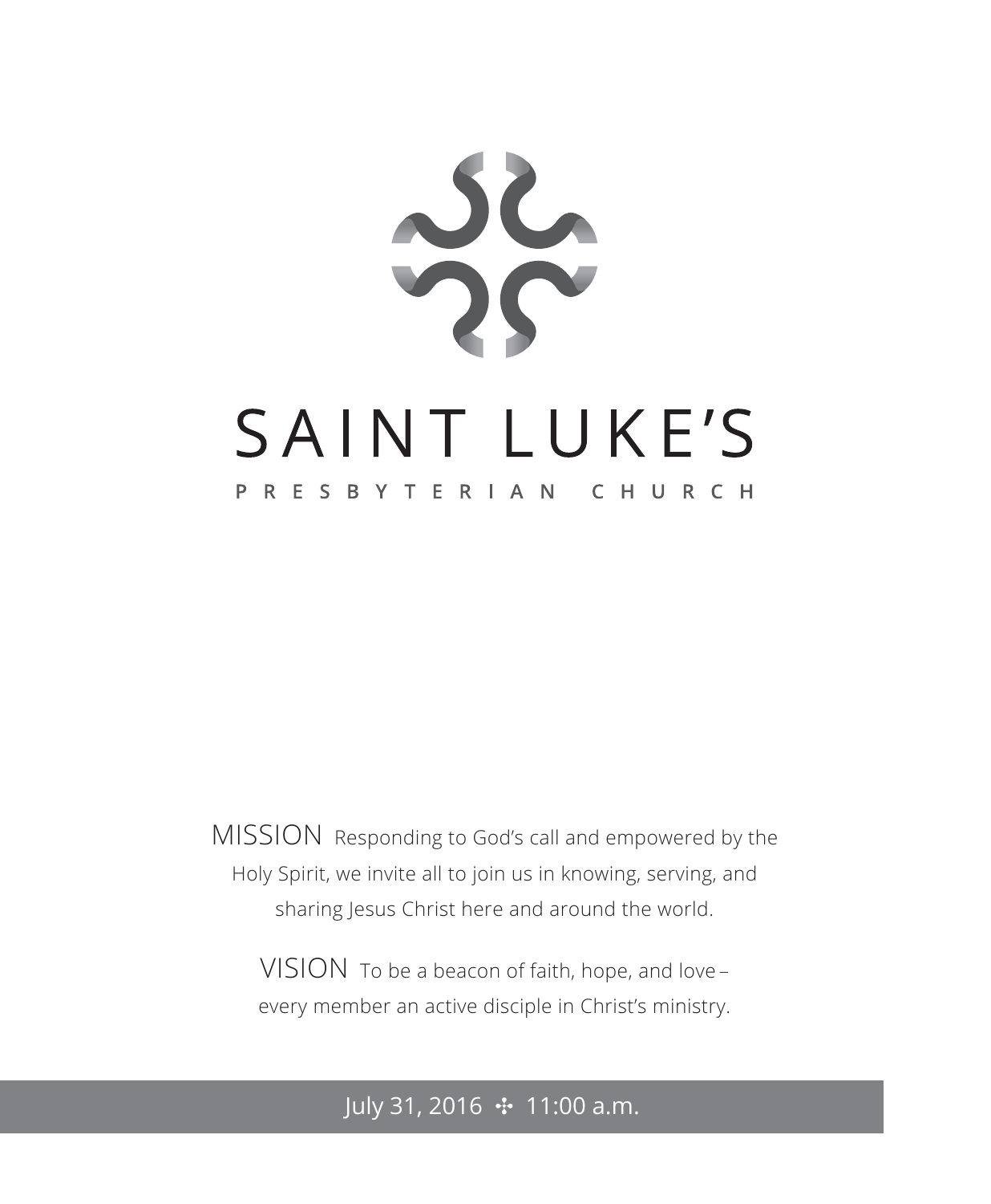# SAINT LUKE'S

## PRESBYTERIAN CHURCH

MISSION Responding to God's call and empowered by the Holy Spirit, we invite all to join us in knowing, serving, and sharing Jesus Christ here and around the world.

VISION To be a beacon of faith, hope, and love – every member an active disciple in Christ's ministry.

July 31, 2016 ✣ 11:00 a.m.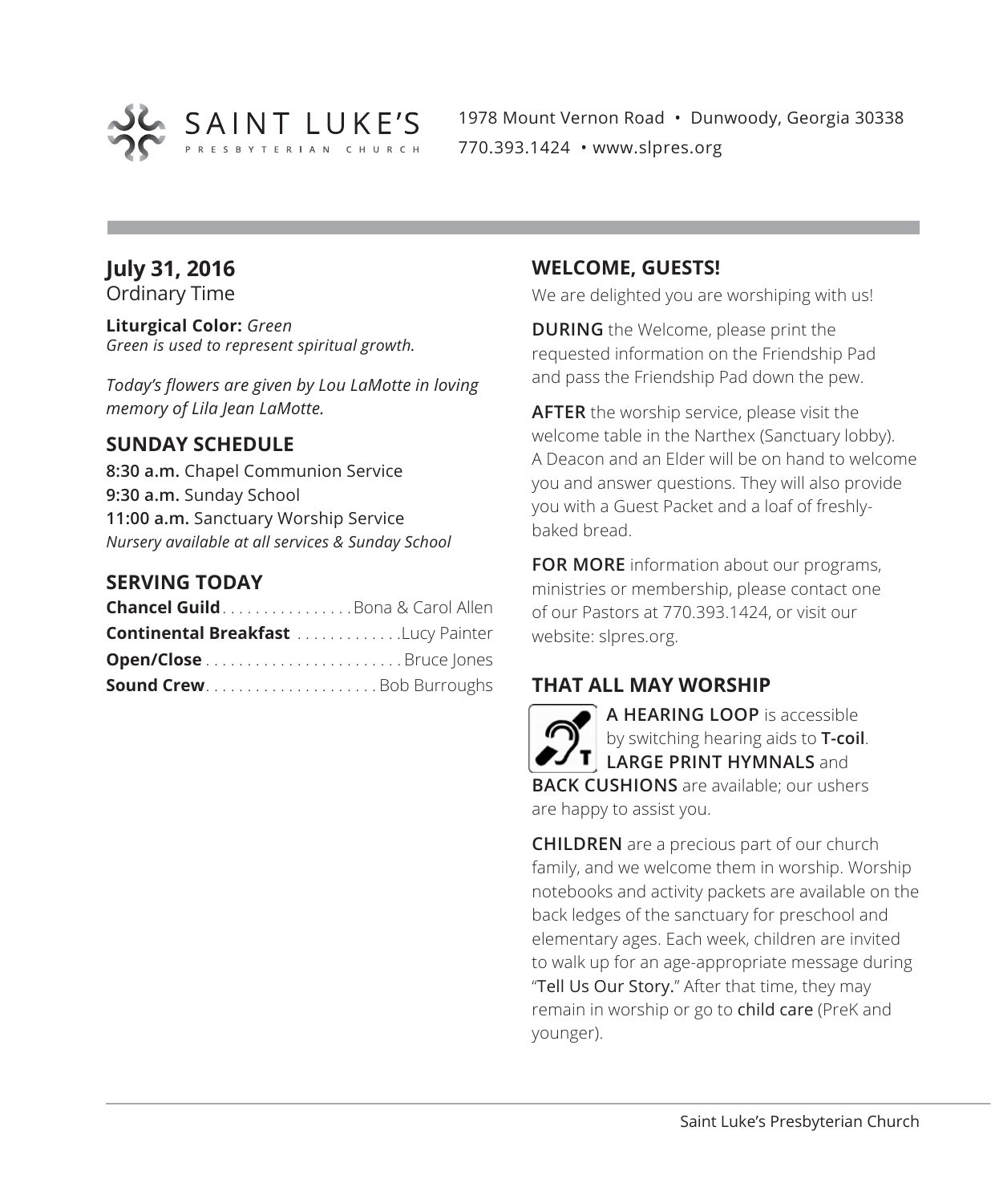SAINT LUKE'S PRESBYTERIAN CHURCH

1978 Mount Vernon Road • Dunwoody, Georgia 30338
770.393.1424 • www.slpres.org

## July 31, 2016

Ordinary Time

**Liturgical Color:** *Green*
*Green is used to represent spiritual growth.*

*Today's flowers are given by Lou LaMotte in loving memory of Lila Jean LaMotte.*

### SUNDAY SCHEDULE

**8:30 a.m.** Chapel Communion Service
**9:30 a.m.** Sunday School
**11:00 a.m.** Sanctuary Worship Service
*Nursery available at all services & Sunday School*

### SERVING TODAY

**Chancel Guild** . . . . . . . . . . . . . . . . Bona & Carol Allen
**Continental Breakfast** . . . . . . . . . . . . .Lucy Painter
**Open/Close** . . . . . . . . . . . . . . . . . . . . . . . . Bruce Jones
**Sound Crew**. . . . . . . . . . . . . . . . . . . . . Bob Burroughs

### WELCOME, GUESTS!

We are delighted you are worshiping with us!

**DURING** the Welcome, please print the requested information on the Friendship Pad and pass the Friendship Pad down the pew.

**AFTER** the worship service, please visit the welcome table in the Narthex (Sanctuary lobby). A Deacon and an Elder will be on hand to welcome you and answer questions. They will also provide you with a Guest Packet and a loaf of freshly-baked bread.

**FOR MORE** information about our programs, ministries or membership, please contact one of our Pastors at 770.393.1424, or visit our website: slpres.org.

### THAT ALL MAY WORSHIP

**A HEARING LOOP** is accessible by switching hearing aids to **T-coil**. **LARGE PRINT HYMNALS** and **BACK CUSHIONS** are available; our ushers are happy to assist you.

**CHILDREN** are a precious part of our church family, and we welcome them in worship. Worship notebooks and activity packets are available on the back ledges of the sanctuary for preschool and elementary ages. Each week, children are invited to walk up for an age-appropriate message during "Tell Us Our Story." After that time, they may remain in worship or go to child care (PreK and younger).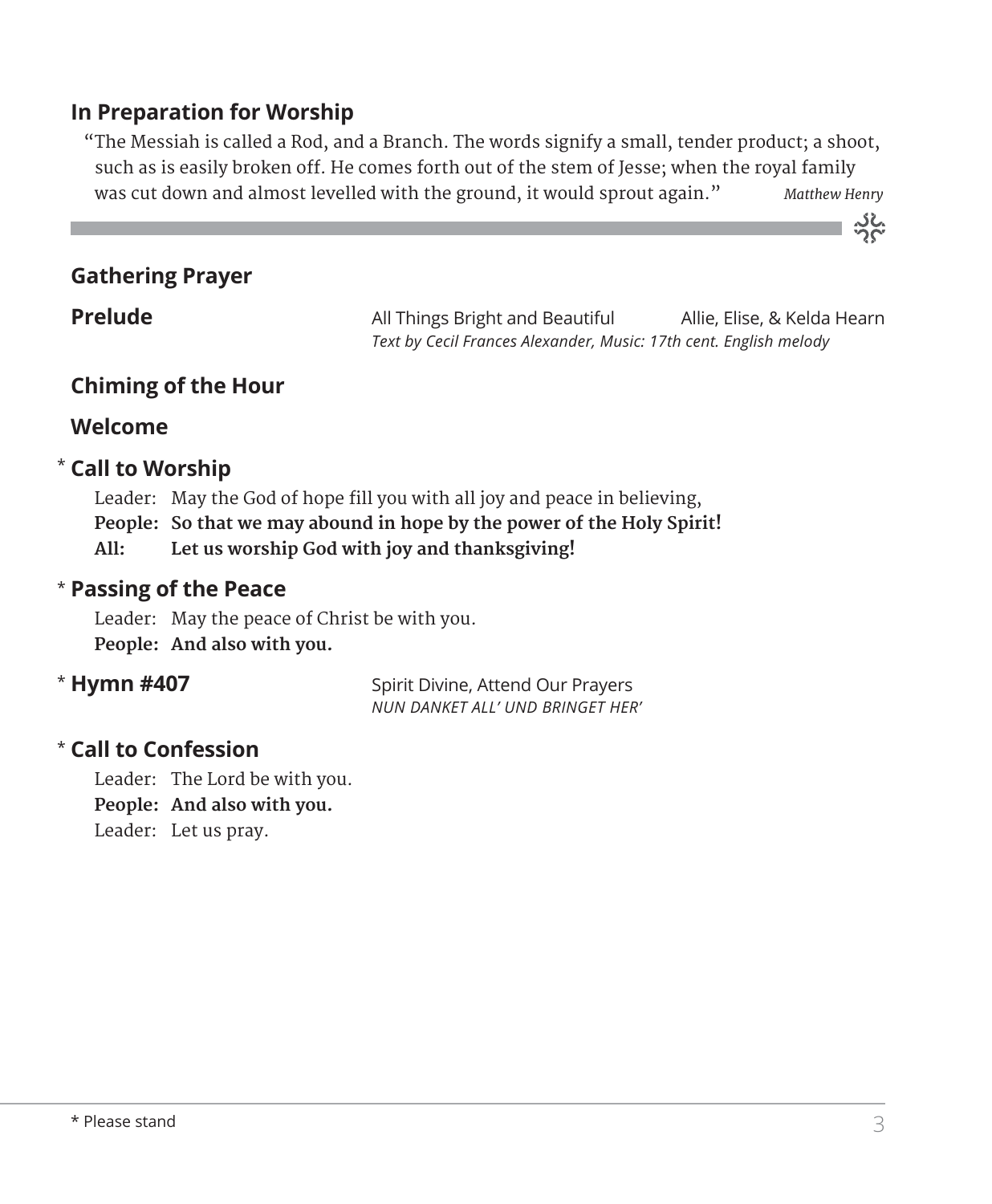## In Preparation for Worship

"The Messiah is called a Rod, and a Branch. The words signify a small, tender product; a shoot, such as is easily broken off. He comes forth out of the stem of Jesse; when the royal family was cut down and almost levelled with the ground, it would sprout again." *Matthew Henry*

## Gathering Prayer

**Prelude** All Things Bright and Beautiful — Allie, Elise, & Kelda Hearn
*Text by Cecil Frances Alexander, Music: 17th cent. English melody*

## Chiming of the Hour

## Welcome

## * Call to Worship

Leader: May the God of hope fill you with all joy and peace in believing,
**People: So that we may abound in hope by the power of the Holy Spirit!**
**All: Let us worship God with joy and thanksgiving!**

## * Passing of the Peace

Leader: May the peace of Christ be with you.
**People: And also with you.**

## * Hymn #407

Spirit Divine, Attend Our Prayers
*NUN DANKET ALL' UND BRINGET HER'*

## * Call to Confession

Leader: The Lord be with you.
**People: And also with you.**
Leader: Let us pray.

* Please stand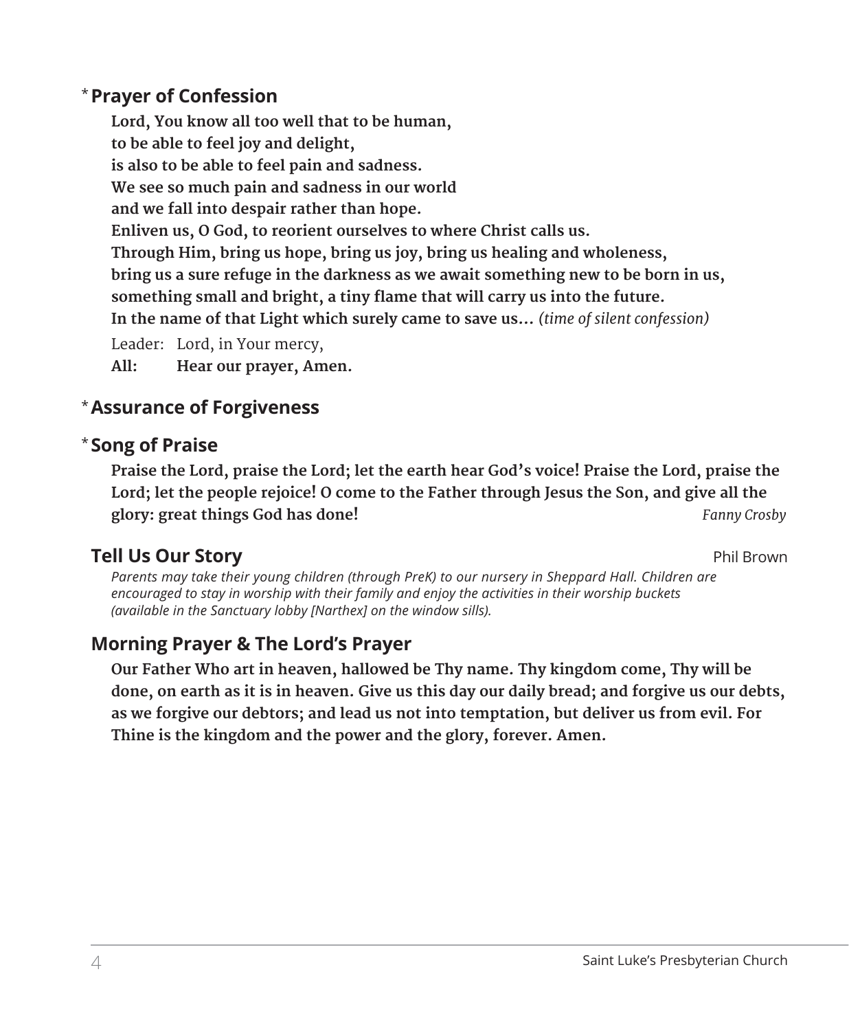## *Prayer of Confession

**Lord, You know all too well that to be human,**
**to be able to feel joy and delight,**
**is also to be able to feel pain and sadness.**
**We see so much pain and sadness in our world**
**and we fall into despair rather than hope.**
**Enliven us, O God, to reorient ourselves to where Christ calls us.**
**Through Him, bring us hope, bring us joy, bring us healing and wholeness,**
**bring us a sure refuge in the darkness as we await something new to be born in us,**
**something small and bright, a tiny flame that will carry us into the future.**
**In the name of that Light which surely came to save us…** *(time of silent confession)*

Leader: Lord, in Your mercy,
**All: Hear our prayer, Amen.**

## *Assurance of Forgiveness

## *Song of Praise

**Praise the Lord, praise the Lord; let the earth hear God's voice! Praise the Lord, praise the Lord; let the people rejoice! O come to the Father through Jesus the Son, and give all the glory: great things God has done!** *Fanny Crosby*

## Tell Us Our Story

Phil Brown

*Parents may take their young children (through PreK) to our nursery in Sheppard Hall. Children are encouraged to stay in worship with their family and enjoy the activities in their worship buckets (available in the Sanctuary lobby [Narthex] on the window sills).*

## Morning Prayer & The Lord's Prayer

**Our Father Who art in heaven, hallowed be Thy name. Thy kingdom come, Thy will be done, on earth as it is in heaven. Give us this day our daily bread; and forgive us our debts, as we forgive our debtors; and lead us not into temptation, but deliver us from evil. For Thine is the kingdom and the power and the glory, forever. Amen.**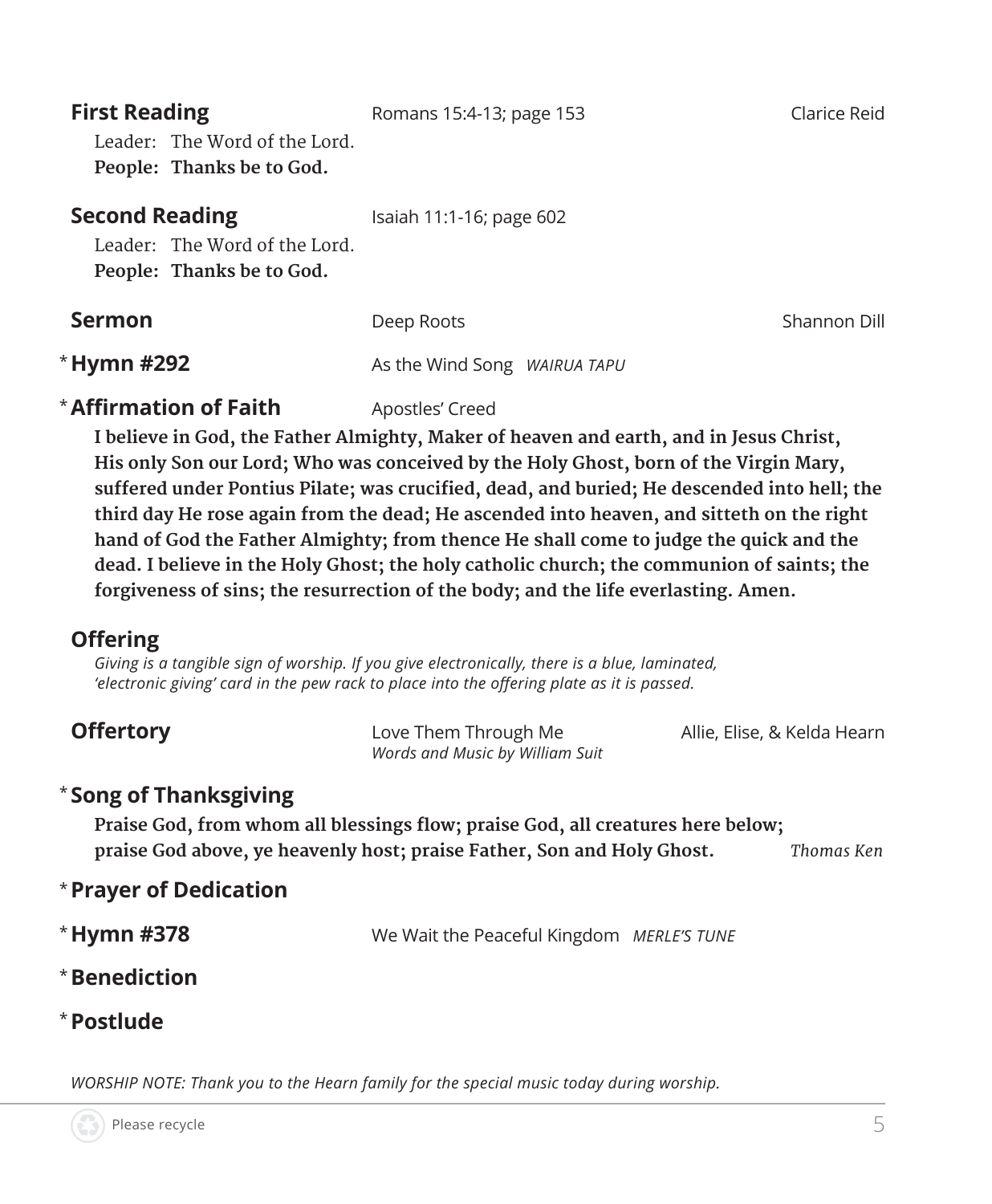**First Reading** Romans 15:4-13; page 153 Clarice Reid

Leader: The Word of the Lord.
**People: Thanks be to God.**

**Second Reading** Isaiah 11:1-16; page 602

Leader: The Word of the Lord.
**People: Thanks be to God.**

**Sermon** Deep Roots Shannon Dill

*** Hymn #292** As the Wind Song *WAIRUA TAPU*

*** Affirmation of Faith** Apostles' Creed

**I believe in God, the Father Almighty, Maker of heaven and earth, and in Jesus Christ, His only Son our Lord; Who was conceived by the Holy Ghost, born of the Virgin Mary, suffered under Pontius Pilate; was crucified, dead, and buried; He descended into hell; the third day He rose again from the dead; He ascended into heaven, and sitteth on the right hand of God the Father Almighty; from thence He shall come to judge the quick and the dead. I believe in the Holy Ghost; the holy catholic church; the communion of saints; the forgiveness of sins; the resurrection of the body; and the life everlasting. Amen.**

**Offering**

*Giving is a tangible sign of worship. If you give electronically, there is a blue, laminated, 'electronic giving' card in the pew rack to place into the offering plate as it is passed.*

**Offertory** Love Them Through Me Allie, Elise, & Kelda Hearn
*Words and Music by William Suit*

*** Song of Thanksgiving**

**Praise God, from whom all blessings flow; praise God, all creatures here below; praise God above, ye heavenly host; praise Father, Son and Holy Ghost.** *Thomas Ken*

*** Prayer of Dedication**

*** Hymn #378** We Wait the Peaceful Kingdom *MERLE'S TUNE*

*** Benediction**

*** Postlude**

*WORSHIP NOTE: Thank you to the Hearn family for the special music today during worship.*

Please recycle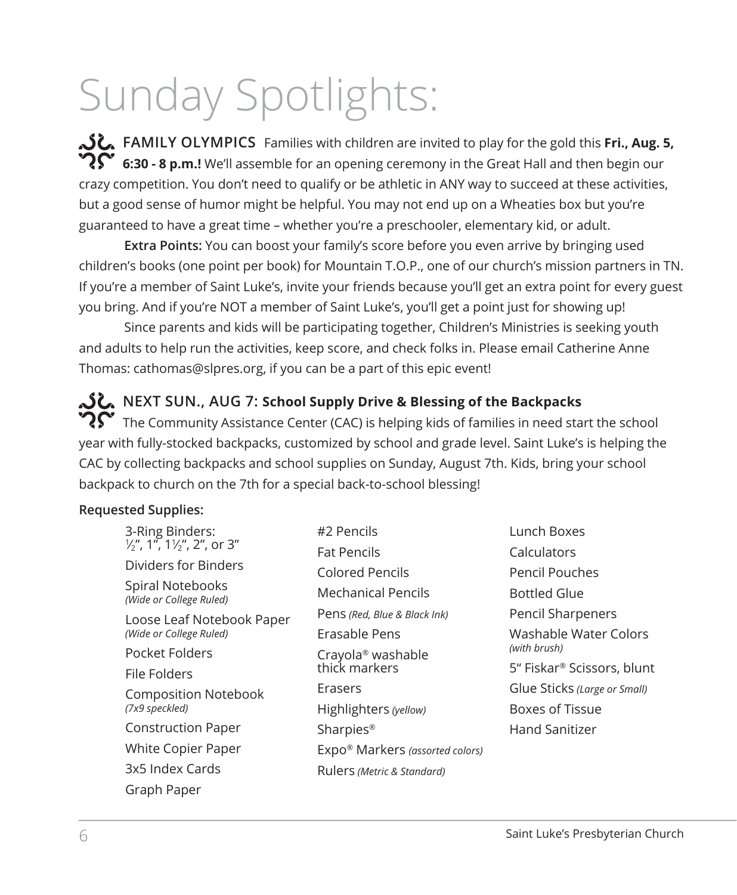# Sunday Spotlights:

**FAMILY OLYMPICS** Families with children are invited to play for the gold this **Fri., Aug. 5, 6:30 - 8 p.m.!** We'll assemble for an opening ceremony in the Great Hall and then begin our crazy competition. You don't need to qualify or be athletic in ANY way to succeed at these activities, but a good sense of humor might be helpful. You may not end up on a Wheaties box but you're guaranteed to have a great time – whether you're a preschooler, elementary kid, or adult.

**Extra Points:** You can boost your family's score before you even arrive by bringing used children's books (one point per book) for Mountain T.O.P., one of our church's mission partners in TN. If you're a member of Saint Luke's, invite your friends because you'll get an extra point for every guest you bring. And if you're NOT a member of Saint Luke's, you'll get a point just for showing up!

Since parents and kids will be participating together, Children's Ministries is seeking youth and adults to help run the activities, keep score, and check folks in. Please email Catherine Anne Thomas: cathomas@slpres.org, if you can be a part of this epic event!

**NEXT SUN., AUG 7: School Supply Drive & Blessing of the Backpacks**
The Community Assistance Center (CAC) is helping kids of families in need start the school year with fully-stocked backpacks, customized by school and grade level. Saint Luke's is helping the CAC by collecting backpacks and school supplies on Sunday, August 7th. Kids, bring your school backpack to church on the 7th for a special back-to-school blessing!

**Requested Supplies:**

- 3-Ring Binders: ½", 1", 1½", 2", or 3"
- Dividers for Binders
- Spiral Notebooks *(Wide or College Ruled)*
- Loose Leaf Notebook Paper *(Wide or College Ruled)*
- Pocket Folders
- File Folders
- Composition Notebook *(7x9 speckled)*
- Construction Paper
- White Copier Paper
- 3x5 Index Cards
- Graph Paper
- #2 Pencils
- Fat Pencils
- Colored Pencils
- Mechanical Pencils
- Pens *(Red, Blue & Black Ink)*
- Erasable Pens
- Crayola® washable thick markers
- Erasers
- Highlighters *(yellow)*
- Sharpies®
- Expo® Markers *(assorted colors)*
- Rulers *(Metric & Standard)*
- Lunch Boxes
- Calculators
- Pencil Pouches
- Bottled Glue
- Pencil Sharpeners
- Washable Water Colors *(with brush)*
- 5" Fiskar® Scissors, blunt
- Glue Sticks *(Large or Small)*
- Boxes of Tissue
- Hand Sanitizer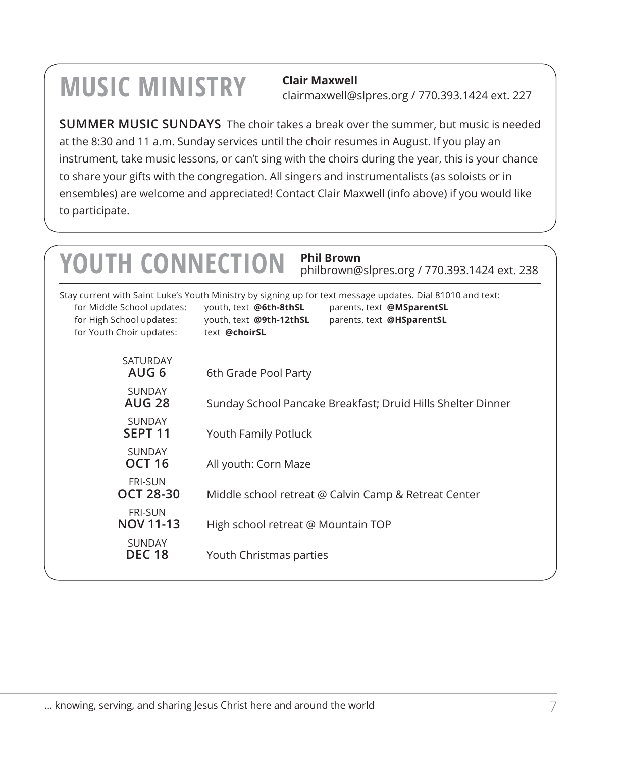# MUSIC MINISTRY

**Clair Maxwell**
clairmaxwell@slpres.org / 770.393.1424 ext. 227

**SUMMER MUSIC SUNDAYS** The choir takes a break over the summer, but music is needed at the 8:30 and 11 a.m. Sunday services until the choir resumes in August. If you play an instrument, take music lessons, or can't sing with the choirs during the year, this is your chance to share your gifts with the congregation. All singers and instrumentalists (as soloists or in ensembles) are welcome and appreciated! Contact Clair Maxwell (info above) if you would like to participate.

# YOUTH CONNECTION

**Phil Brown**
philbrown@slpres.org / 770.393.1424 ext. 238

Stay current with Saint Luke's Youth Ministry by signing up for text message updates. Dial 81010 and text:

| | | |
|---|---|---|
| for Middle School updates: | youth, text **@6th-8thSL** | parents, text **@MSparentSL** |
| for High School updates: | youth, text **@9th-12thSL** | parents, text **@HSparentSL** |
| for Youth Choir updates: | text **@choirSL** | |

| | |
|---|---|
| SATURDAY **AUG 6** | 6th Grade Pool Party |
| SUNDAY **AUG 28** | Sunday School Pancake Breakfast; Druid Hills Shelter Dinner |
| SUNDAY **SEPT 11** | Youth Family Potluck |
| SUNDAY **OCT 16** | All youth: Corn Maze |
| FRI-SUN **OCT 28-30** | Middle school retreat @ Calvin Camp & Retreat Center |
| FRI-SUN **NOV 11-13** | High school retreat @ Mountain TOP |
| SUNDAY **DEC 18** | Youth Christmas parties |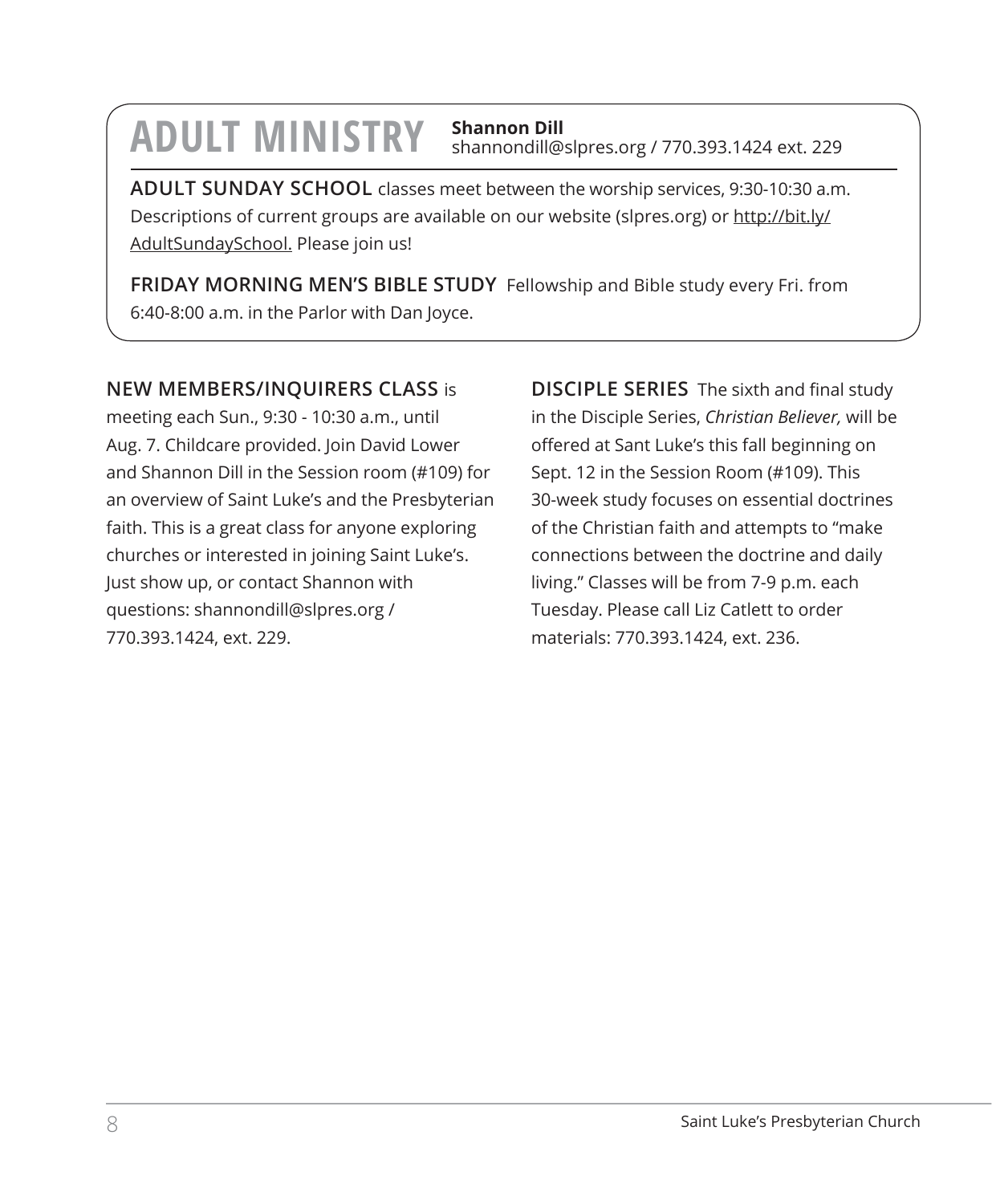# ADULT MINISTRY

**Shannon Dill**
shannondill@slpres.org / 770.393.1424 ext. 229

**ADULT SUNDAY SCHOOL** classes meet between the worship services, 9:30-10:30 a.m. Descriptions of current groups are available on our website (slpres.org) or http://bit.ly/AdultSundaySchool. Please join us!

**FRIDAY MORNING MEN'S BIBLE STUDY** Fellowship and Bible study every Fri. from 6:40-8:00 a.m. in the Parlor with Dan Joyce.

**NEW MEMBERS/INQUIRERS CLASS** is meeting each Sun., 9:30 - 10:30 a.m., until Aug. 7. Childcare provided. Join David Lower and Shannon Dill in the Session room (#109) for an overview of Saint Luke's and the Presbyterian faith. This is a great class for anyone exploring churches or interested in joining Saint Luke's. Just show up, or contact Shannon with questions: shannondill@slpres.org / 770.393.1424, ext. 229.

**DISCIPLE SERIES** The sixth and final study in the Disciple Series, *Christian Believer,* will be offered at Sant Luke's this fall beginning on Sept. 12 in the Session Room (#109). This 30-week study focuses on essential doctrines of the Christian faith and attempts to "make connections between the doctrine and daily living." Classes will be from 7-9 p.m. each Tuesday. Please call Liz Catlett to order materials: 770.393.1424, ext. 236.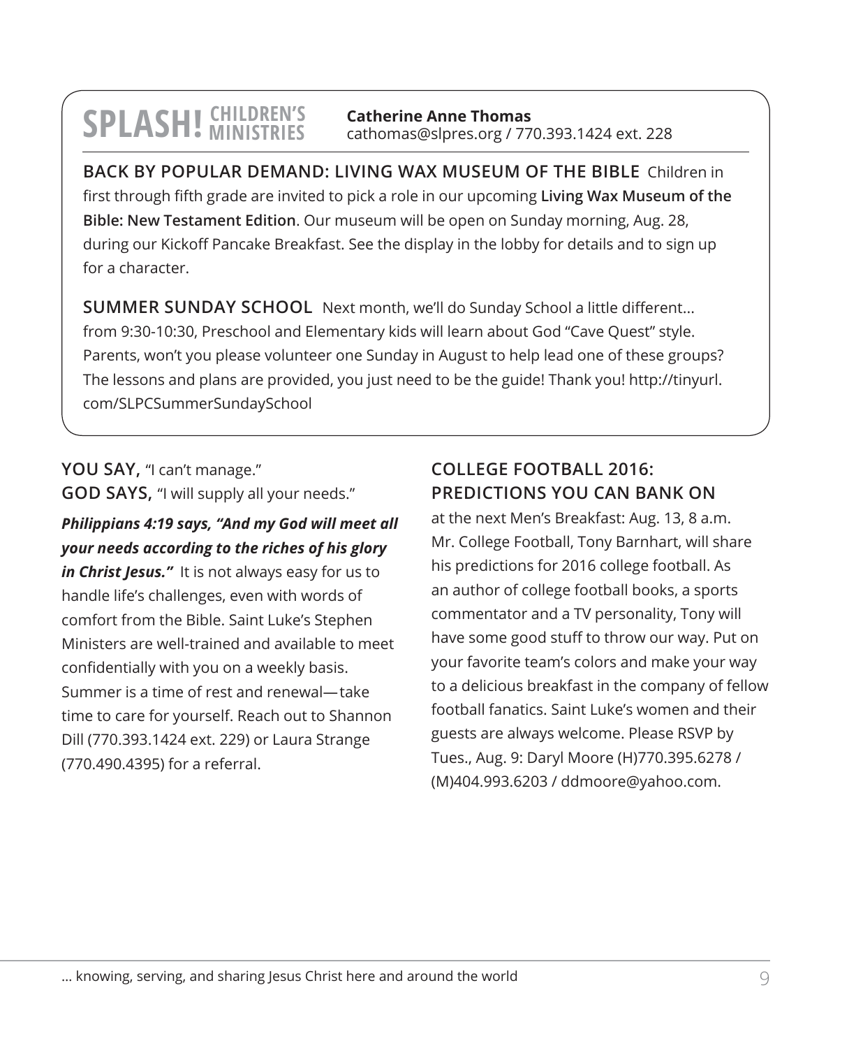## SPLASH! CHILDREN'S MINISTRIES

**Catherine Anne Thomas**
cathomas@slpres.org / 770.393.1424 ext. 228

**BACK BY POPULAR DEMAND: LIVING WAX MUSEUM OF THE BIBLE** Children in first through fifth grade are invited to pick a role in our upcoming **Living Wax Museum of the Bible: New Testament Edition**. Our museum will be open on Sunday morning, Aug. 28, during our Kickoff Pancake Breakfast. See the display in the lobby for details and to sign up for a character.

**SUMMER SUNDAY SCHOOL** Next month, we'll do Sunday School a little different… from 9:30-10:30, Preschool and Elementary kids will learn about God "Cave Quest" style. Parents, won't you please volunteer one Sunday in August to help lead one of these groups? The lessons and plans are provided, you just need to be the guide! Thank you! http://tinyurl.com/SLPCSummerSundaySchool

**YOU SAY,** "I can't manage."
**GOD SAYS,** "I will supply all your needs."

***Philippians 4:19 says, "And my God will meet all your needs according to the riches of his glory in Christ Jesus."*** It is not always easy for us to handle life's challenges, even with words of comfort from the Bible. Saint Luke's Stephen Ministers are well-trained and available to meet confidentially with you on a weekly basis. Summer is a time of rest and renewal—take time to care for yourself. Reach out to Shannon Dill (770.393.1424 ext. 229) or Laura Strange (770.490.4395) for a referral.

### COLLEGE FOOTBALL 2016: PREDICTIONS YOU CAN BANK ON

at the next Men's Breakfast: Aug. 13, 8 a.m. Mr. College Football, Tony Barnhart, will share his predictions for 2016 college football. As an author of college football books, a sports commentator and a TV personality, Tony will have some good stuff to throw our way. Put on your favorite team's colors and make your way to a delicious breakfast in the company of fellow football fanatics. Saint Luke's women and their guests are always welcome. Please RSVP by Tues., Aug. 9: Daryl Moore (H)770.395.6278 / (M)404.993.6203 / ddmoore@yahoo.com.

… knowing, serving, and sharing Jesus Christ here and around the world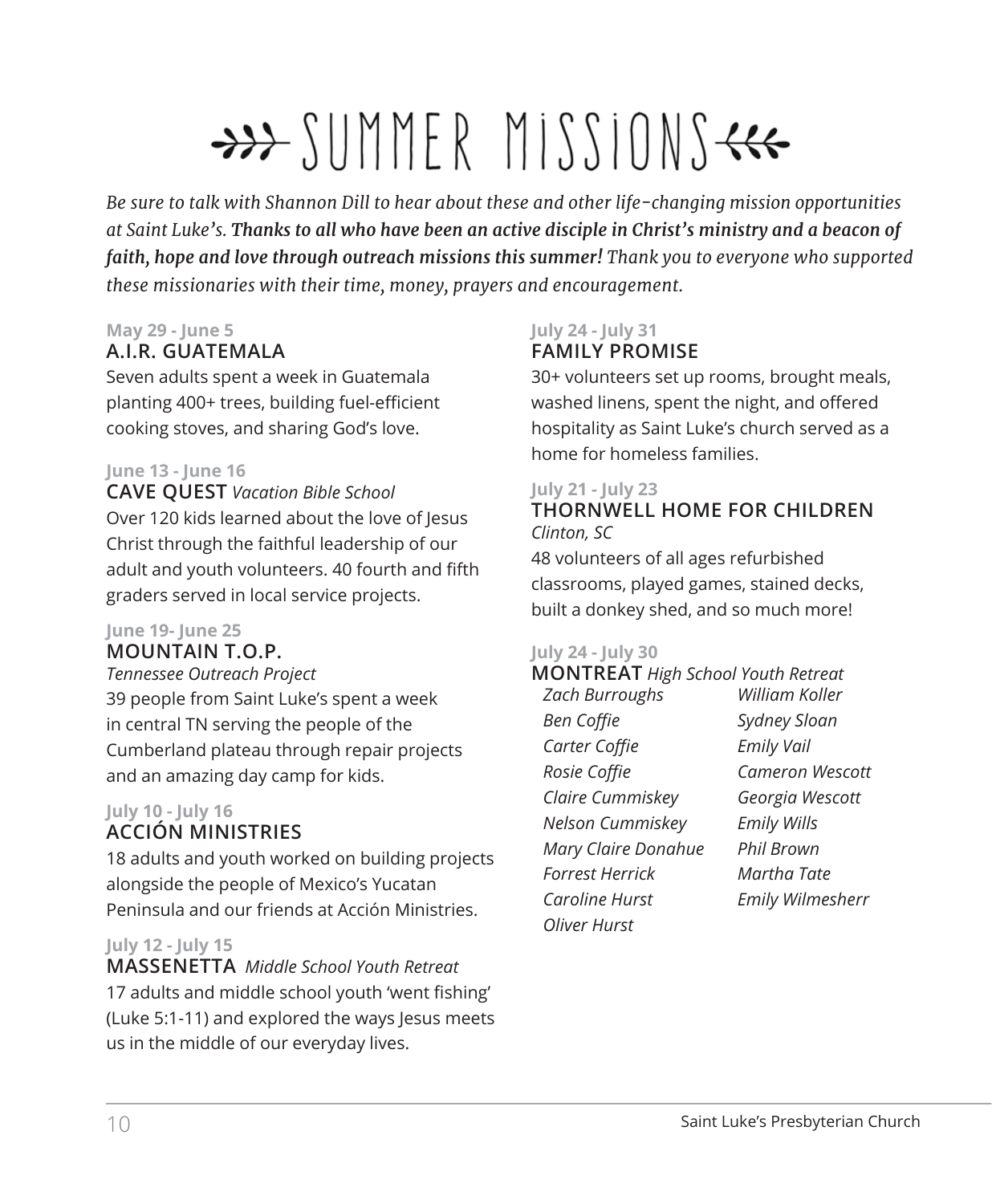# SUMMER MISSIONS

*Be sure to talk with Shannon Dill to hear about these and other life-changing mission opportunities at Saint Luke's.* ***Thanks to all who have been an active disciple in Christ's ministry and a beacon of faith, hope and love through outreach missions this summer!*** *Thank you to everyone who supported these missionaries with their time, money, prayers and encouragement.*

**May 29 - June 5**

### A.I.R. GUATEMALA

Seven adults spent a week in Guatemala planting 400+ trees, building fuel-efficient cooking stoves, and sharing God's love.

**June 13 - June 16**

### CAVE QUEST *Vacation Bible School*

Over 120 kids learned about the love of Jesus Christ through the faithful leadership of our adult and youth volunteers. 40 fourth and fifth graders served in local service projects.

**June 19- June 25**

### MOUNTAIN T.O.P.

*Tennessee Outreach Project*

39 people from Saint Luke's spent a week in central TN serving the people of the Cumberland plateau through repair projects and an amazing day camp for kids.

**July 10 - July 16**

### ACCIÓN MINISTRIES

18 adults and youth worked on building projects alongside the people of Mexico's Yucatan Peninsula and our friends at Acción Ministries.

**July 12 - July 15**

### MASSENETTA *Middle School Youth Retreat*

17 adults and middle school youth 'went fishing' (Luke 5:1-11) and explored the ways Jesus meets us in the middle of our everyday lives.

**July 24 - July 31**

### FAMILY PROMISE

30+ volunteers set up rooms, brought meals, washed linens, spent the night, and offered hospitality as Saint Luke's church served as a home for homeless families.

**July 21 - July 23**

### THORNWELL HOME FOR CHILDREN

*Clinton, SC*

48 volunteers of all ages refurbished classrooms, played games, stained decks, built a donkey shed, and so much more!

**July 24 - July 30**

### MONTREAT *High School Youth Retreat*

*Zach Burroughs*
*Ben Coffie*
*Carter Coffie*
*Rosie Coffie*
*Claire Cummiskey*
*Nelson Cummiskey*
*Mary Claire Donahue*
*Forrest Herrick*
*Caroline Hurst*
*Oliver Hurst*
*William Koller*
*Sydney Sloan*
*Emily Vail*
*Cameron Wescott*
*Georgia Wescott*
*Emily Wills*
*Phil Brown*
*Martha Tate*
*Emily Wilmesherr*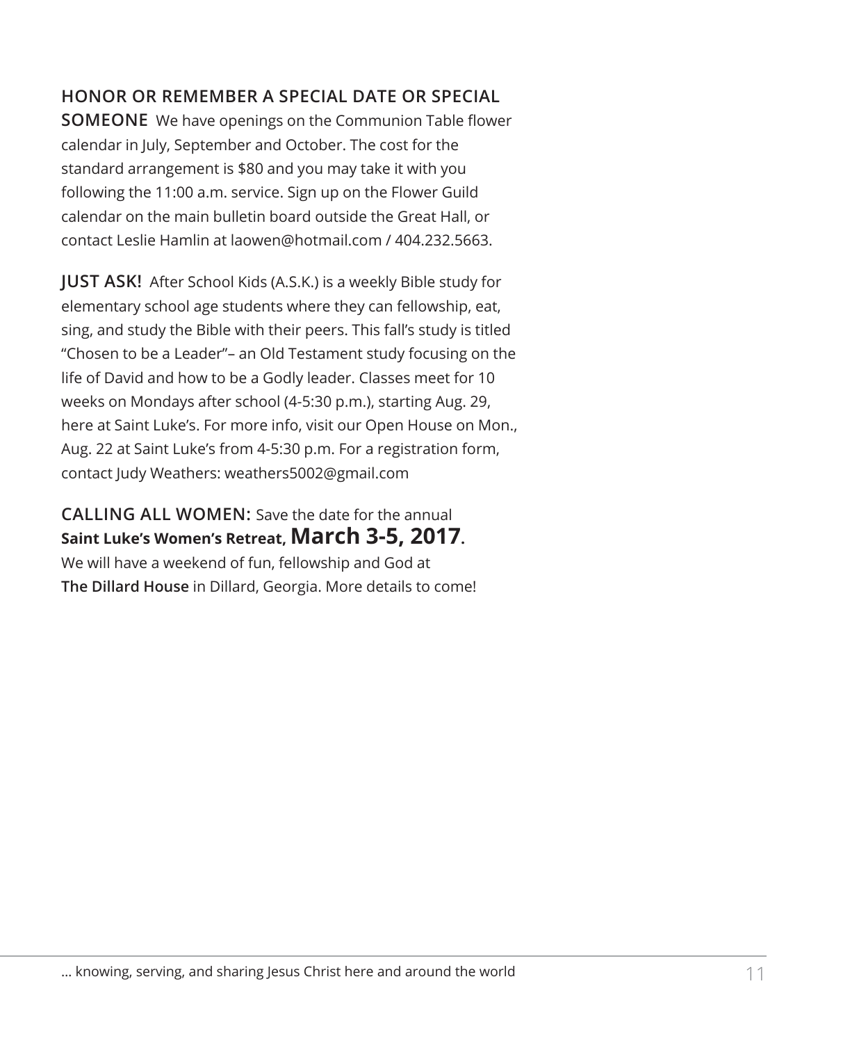**HONOR OR REMEMBER A SPECIAL DATE OR SPECIAL SOMEONE** We have openings on the Communion Table flower calendar in July, September and October. The cost for the standard arrangement is $80 and you may take it with you following the 11:00 a.m. service. Sign up on the Flower Guild calendar on the main bulletin board outside the Great Hall, or contact Leslie Hamlin at laowen@hotmail.com / 404.232.5663.

**JUST ASK!** After School Kids (A.S.K.) is a weekly Bible study for elementary school age students where they can fellowship, eat, sing, and study the Bible with their peers. This fall's study is titled "Chosen to be a Leader"– an Old Testament study focusing on the life of David and how to be a Godly leader. Classes meet for 10 weeks on Mondays after school (4-5:30 p.m.), starting Aug. 29, here at Saint Luke's. For more info, visit our Open House on Mon., Aug. 22 at Saint Luke's from 4-5:30 p.m. For a registration form, contact Judy Weathers: weathers5002@gmail.com

**CALLING ALL WOMEN:** Save the date for the annual **Saint Luke's Women's Retreat, March 3-5, 2017.** We will have a weekend of fun, fellowship and God at **The Dillard House** in Dillard, Georgia. More details to come!

… knowing, serving, and sharing Jesus Christ here and around the world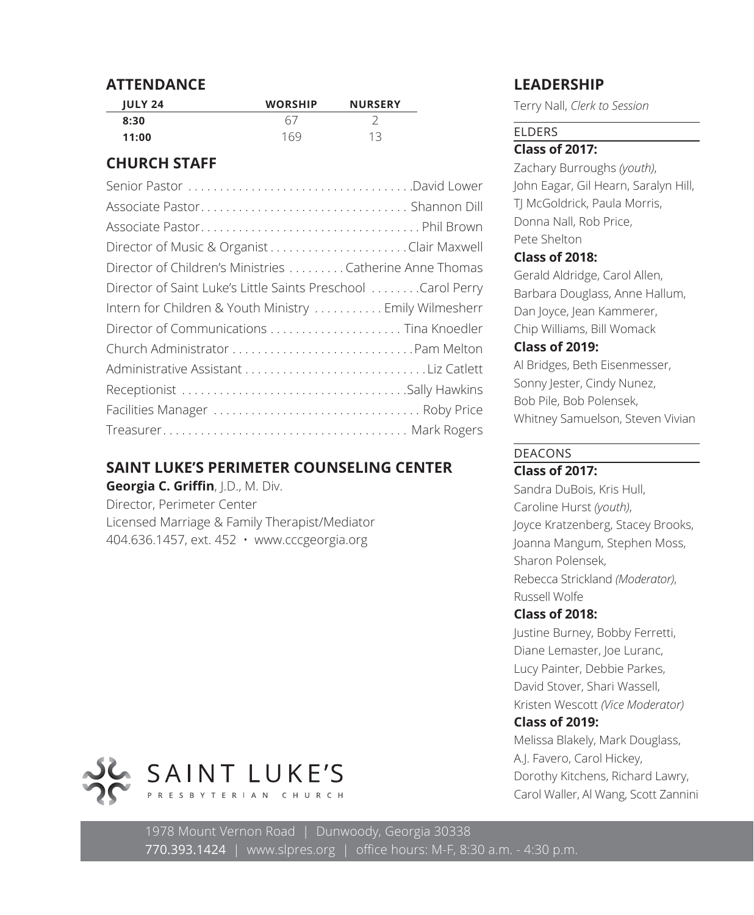## ATTENDANCE

| JULY 24 | WORSHIP | NURSERY |
|---|---|---|
| **8:30** | 67 | 2 |
| **11:00** | 169 | 13 |

## CHURCH STAFF

Senior Pastor . . . . . . . . . . . . . . . . . . . . . . . . . . . . . . . . . . .David Lower
Associate Pastor. . . . . . . . . . . . . . . . . . . . . . . . . . . . . . . . Shannon Dill
Associate Pastor. . . . . . . . . . . . . . . . . . . . . . . . . . . . . . . . . . Phil Brown
Director of Music & Organist . . . . . . . . . . . . . . . . . . . . . .Clair Maxwell
Director of Children's Ministries . . . . . . . . . Catherine Anne Thomas
Director of Saint Luke's Little Saints Preschool . . . . . . . .Carol Perry
Intern for Children & Youth Ministry . . . . . . . . . . . Emily Wilmesherr
Director of Communications . . . . . . . . . . . . . . . . . . . . . Tina Knoedler
Church Administrator . . . . . . . . . . . . . . . . . . . . . . . . . . . . .Pam Melton
Administrative Assistant . . . . . . . . . . . . . . . . . . . . . . . . . . . . Liz Catlett
Receptionist . . . . . . . . . . . . . . . . . . . . . . . . . . . . . . . . . . .Sally Hawkins
Facilities Manager . . . . . . . . . . . . . . . . . . . . . . . . . . . . . . . . Roby Price
Treasurer. . . . . . . . . . . . . . . . . . . . . . . . . . . . . . . . . . . . . . Mark Rogers

## SAINT LUKE'S PERIMETER COUNSELING CENTER

**Georgia C. Griffin**, J.D., M. Div.
Director, Perimeter Center
Licensed Marriage & Family Therapist/Mediator
404.636.1457, ext. 452 • www.cccgeorgia.org

## LEADERSHIP

Terry Nall, *Clerk to Session*

ELDERS

**Class of 2017:**
Zachary Burroughs *(youth)*, John Eagar, Gil Hearn, Saralyn Hill, TJ McGoldrick, Paula Morris, Donna Nall, Rob Price, Pete Shelton

**Class of 2018:**
Gerald Aldridge, Carol Allen, Barbara Douglass, Anne Hallum, Dan Joyce, Jean Kammerer, Chip Williams, Bill Womack

**Class of 2019:**
Al Bridges, Beth Eisenmesser, Sonny Jester, Cindy Nunez, Bob Pile, Bob Polensek, Whitney Samuelson, Steven Vivian

DEACONS

**Class of 2017:**
Sandra DuBois, Kris Hull, Caroline Hurst *(youth)*, Joyce Kratzenberg, Stacey Brooks, Joanna Mangum, Stephen Moss, Sharon Polensek, Rebecca Strickland *(Moderator)*, Russell Wolfe

**Class of 2018:**
Justine Burney, Bobby Ferretti, Diane Lemaster, Joe Luranc, Lucy Painter, Debbie Parkes, David Stover, Shari Wassell, Kristen Wescott *(Vice Moderator)*

**Class of 2019:**
Melissa Blakely, Mark Douglass, A.J. Favero, Carol Hickey, Dorothy Kitchens, Richard Lawry, Carol Waller, Al Wang, Scott Zannini

SAINT LUKE'S
PRESBYTERIAN CHURCH

1978 Mount Vernon Road | Dunwoody, Georgia 30338
770.393.1424 | www.slpres.org | office hours: M-F, 8:30 a.m. - 4:30 p.m.